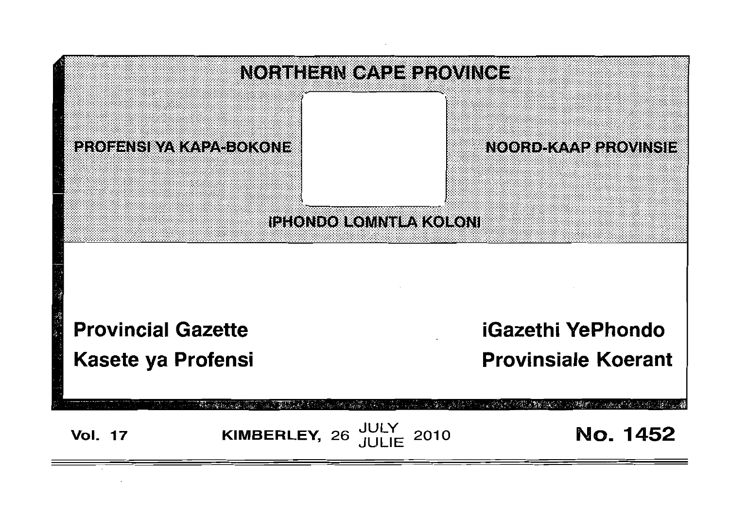# NORTHERN CAPE PROVINCE

PROFENSI YA KAPA-BOKONE

NOORD-KAAP PROVINSIE

IPHONDO LOMNTLA KOLONI

**Provincial Gazette**

**Kasete ya Profensi**

**iGazethi YePhondo**

**Provinsiale Koerant**

**Vol. 17** **KIMBERLEY, 26 JULY / JULIE 2010** **No. 1452**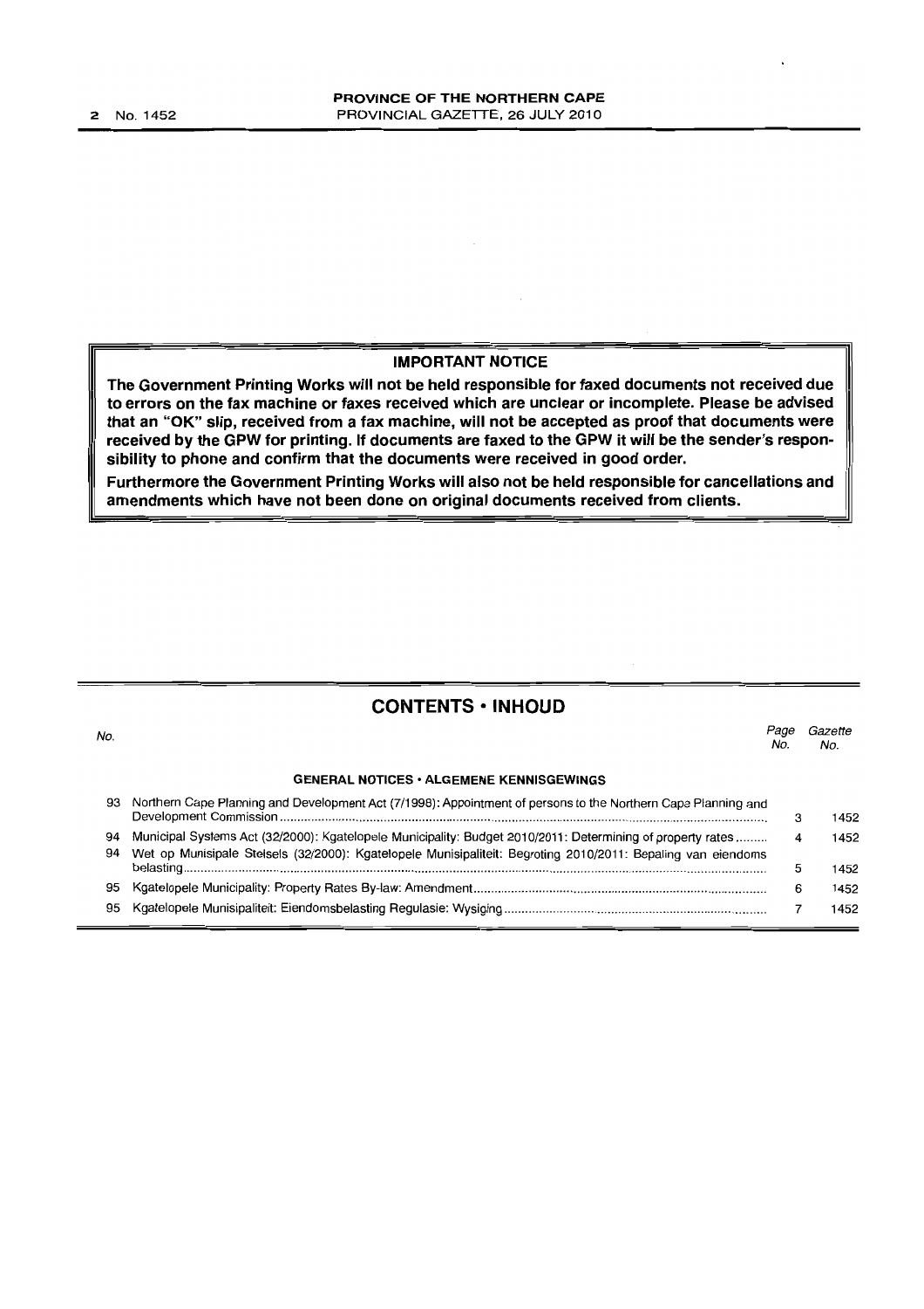## IMPORTANT NOTICE

**The Government Printing Works will not be held responsible for faxed documents not received due to errors on the fax machine or faxes received which are unclear or incomplete. Please be advised that an "OK" slip, received from a fax machine, will not be accepted as proof that documents were received by the GPW for printing. If documents are faxed to the GPW it will be the sender's responsibility to phone and confirm that the documents were received in good order.**

**Furthermore the Government Printing Works will also not be held responsible for cancellations and amendments which have not been done on original documents received from clients.**

## CONTENTS • INHOUD

| No. | | Page No. | Gazette No. |
|---|---|---|---|
| | **GENERAL NOTICES • ALGEMENE KENNISGEWINGS** | | |
| 93 | Northern Cape Planning and Development Act (7/1998): Appointment of persons to the Northern Cape Planning and Development Commission | 3 | 1452 |
| 94 | Municipal Systems Act (32/2000): Kgatelopele Municipality: Budget 2010/2011: Determining of property rates | 4 | 1452 |
| 94 | Wet op Munisipale Stelsels (32/2000): Kgatelopele Munisipaliteit: Begroting 2010/2011: Bepaling van eiendoms belasting | 5 | 1452 |
| 95 | Kgatelopele Municipality: Property Rates By-law: Amendment | 6 | 1452 |
| 95 | Kgatelopele Munisipaliteit: Eiendomsbelasting Regulasie: Wysiging | 7 | 1452 |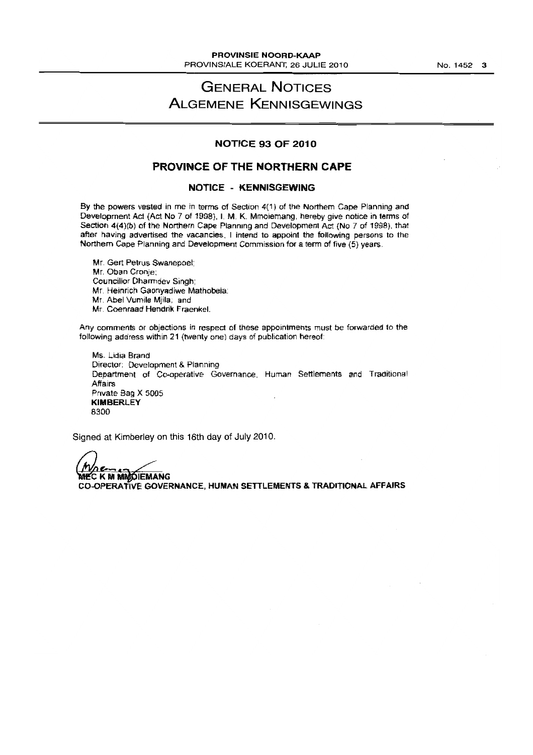# GENERAL NOTICES
# ALGEMENE KENNISGEWINGS

## NOTICE 93 OF 2010

## PROVINCE OF THE NORTHERN CAPE

### NOTICE - KENNISGEWING

By the powers vested in me in terms of Section 4(1) of the Northern Cape Planning and Development Act (Act No 7 of 1998), I, M. K. Mmoiemang, hereby give notice in terms of Section 4(4)(b) of the Northern Cape Planning and Development Act (No 7 of 1998), that after having advertised the vacancies, I intend to appoint the following persons to the Northern Cape Planning and Development Commission for a term of five (5) years.

Mr. Gert Petrus Swanepoel;
Mr. Oban Cronje;
Councillor Dharmdev Singh;
Mr. Heinrich Gaonyadiwe Mathobela;
Mr. Abel Vumile Mjila; and
Mr. Coenraad Hendrik Fraenkel.

Any comments or objections in respect of these appointments must be forwarded to the following address within 21 (twenty one) days of publication hereof:

Ms. Lidia Brand
Director: Development & Planning
Department of Co-operative Governance, Human Settlements and Traditional Affairs
Private Bag X 5005
**KIMBERLEY**
8300

Signed at Kimberley on this 16th day of July 2010.

**MEC K M MMOIEMANG**
**CO-OPERATIVE GOVERNANCE, HUMAN SETTLEMENTS & TRADITIONAL AFFAIRS**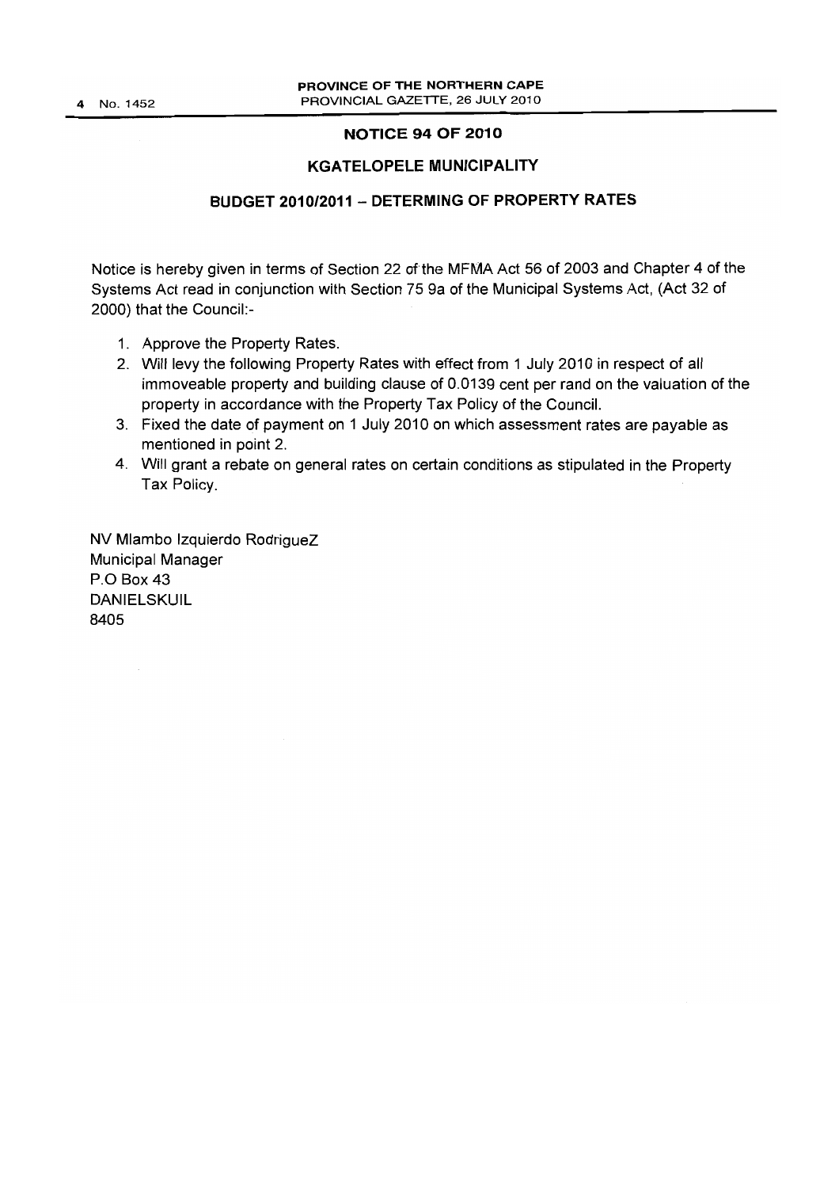## NOTICE 94 OF 2010

## KGATELOPELE MUNICIPALITY

## BUDGET 2010/2011 – DETERMING OF PROPERTY RATES

Notice is hereby given in terms of Section 22 of the MFMA Act 56 of 2003 and Chapter 4 of the Systems Act read in conjunction with Section 75 9a of the Municipal Systems Act, (Act 32 of 2000) that the Council:-

1. Approve the Property Rates.
2. Will levy the following Property Rates with effect from 1 July 2010 in respect of all immoveable property and building clause of 0.0139 cent per rand on the valuation of the property in accordance with the Property Tax Policy of the Council.
3. Fixed the date of payment on 1 July 2010 on which assessment rates are payable as mentioned in point 2.
4. Will grant a rebate on general rates on certain conditions as stipulated in the Property Tax Policy.

NV Mlambo Izquierdo RodrigueZ
Municipal Manager
P.O Box 43
DANIELSKUIL
8405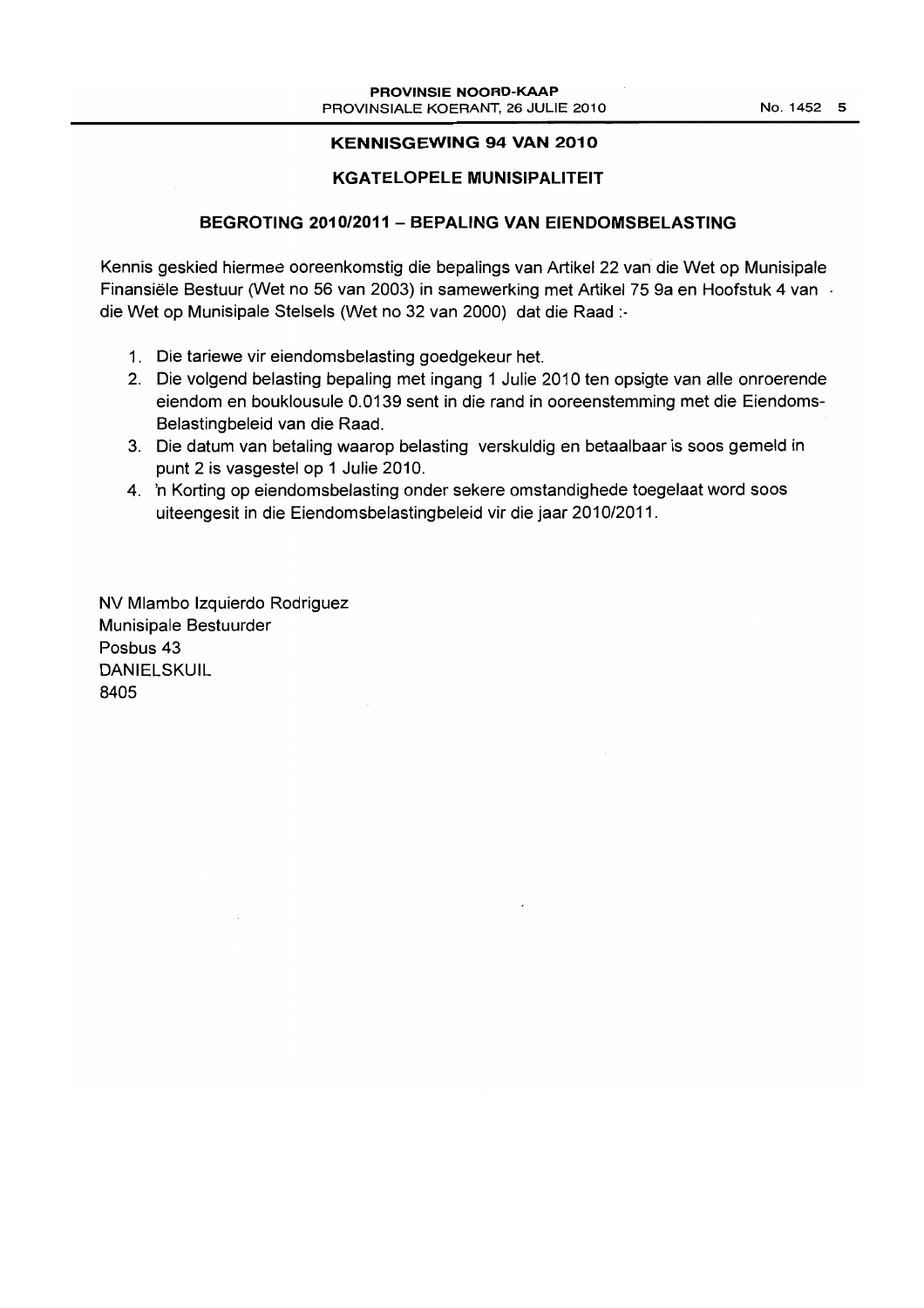## KENNISGEWING 94 VAN 2010

### KGATELOPELE MUNISIPALITEIT

### BEGROTING 2010/2011 – BEPALING VAN EIENDOMSBELASTING

Kennis geskied hiermee ooreenkomstig die bepalings van Artikel 22 van die Wet op Munisipale Finansiële Bestuur (Wet no 56 van 2003) in samewerking met Artikel 75 9a en Hoofstuk 4 van die Wet op Munisipale Stelsels (Wet no 32 van 2000) dat die Raad :-

1. Die tariewe vir eiendomsbelasting goedgekeur het.
2. Die volgend belasting bepaling met ingang 1 Julie 2010 ten opsigte van alle onroerende eiendom en bouklousule 0.0139 sent in die rand in ooreenstemming met die Eiendoms-Belastingbeleid van die Raad.
3. Die datum van betaling waarop belasting verskuldig en betaalbaar is soos gemeld in punt 2 is vasgestel op 1 Julie 2010.
4. 'n Korting op eiendomsbelasting onder sekere omstandighede toegelaat word soos uiteengesit in die Eiendomsbelastingbeleid vir die jaar 2010/2011.

NV Mlambo Izquierdo Rodriguez
Munisipale Bestuurder
Posbus 43
DANIELSKUIL
8405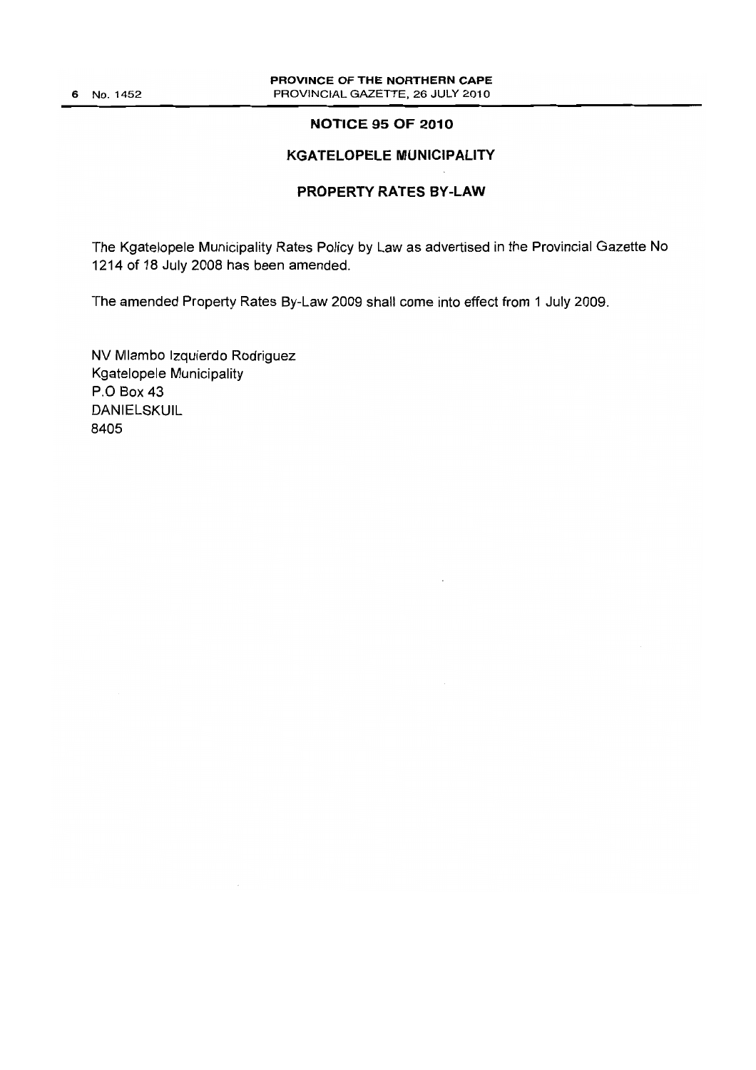## NOTICE 95 OF 2010

## KGATELOPELE MUNICIPALITY

## PROPERTY RATES BY-LAW

The Kgatelopele Municipality Rates Policy by Law as advertised in the Provincial Gazette No 1214 of 18 July 2008 has been amended.

The amended Property Rates By-Law 2009 shall come into effect from 1 July 2009.

NV Mlambo Izquierdo Rodriguez
Kgatelopele Municipality
P.O Box 43
DANIELSKUIL
8405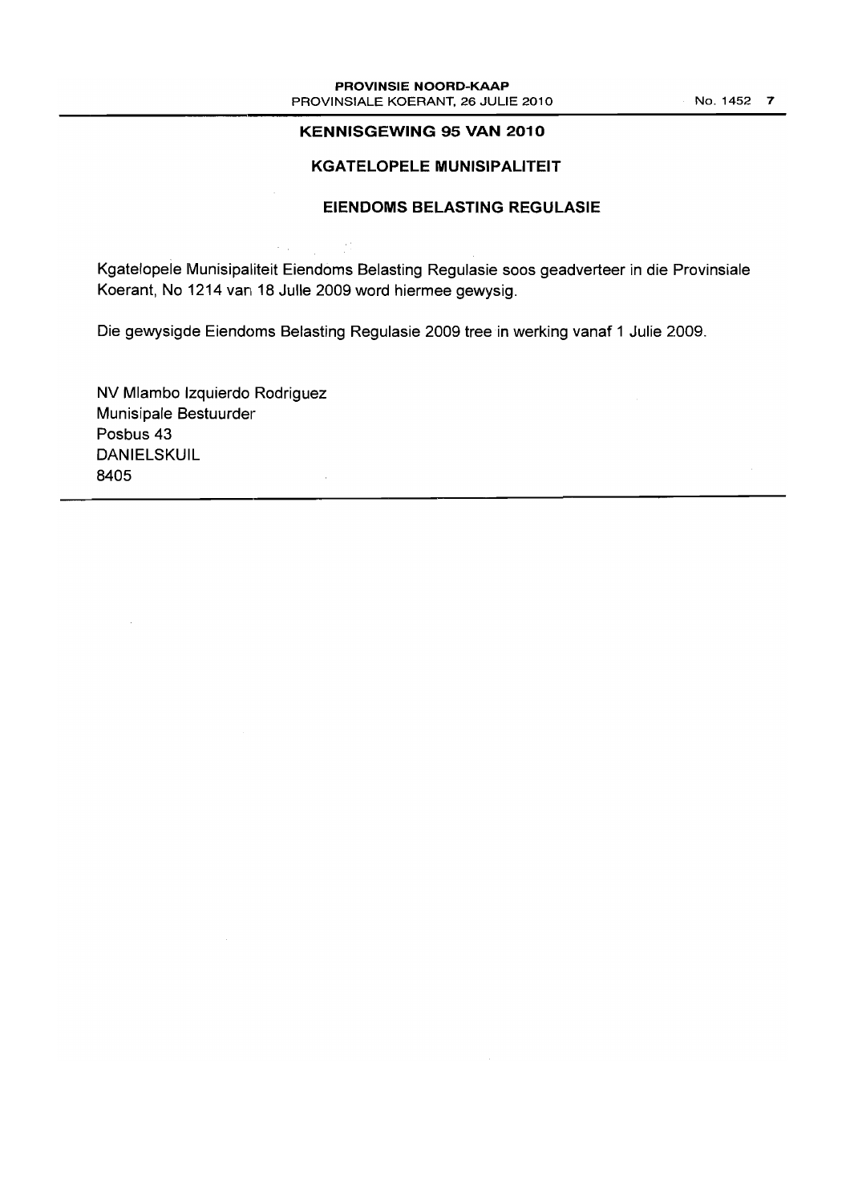## KENNISGEWING 95 VAN 2010

### KGATELOPELE MUNISIPALITEIT

### EIENDOMS BELASTING REGULASIE

Kgatelopele Munisipaliteit Eiendoms Belasting Regulasie soos geadverteer in die Provinsiale Koerant, No 1214 van 18 Julie 2009 word hiermee gewysig.

Die gewysigde Eiendoms Belasting Regulasie 2009 tree in werking vanaf 1 Julie 2009.

NV Mlambo Izquierdo Rodriguez
Munisipale Bestuurder
Posbus 43
DANIELSKUIL
8405